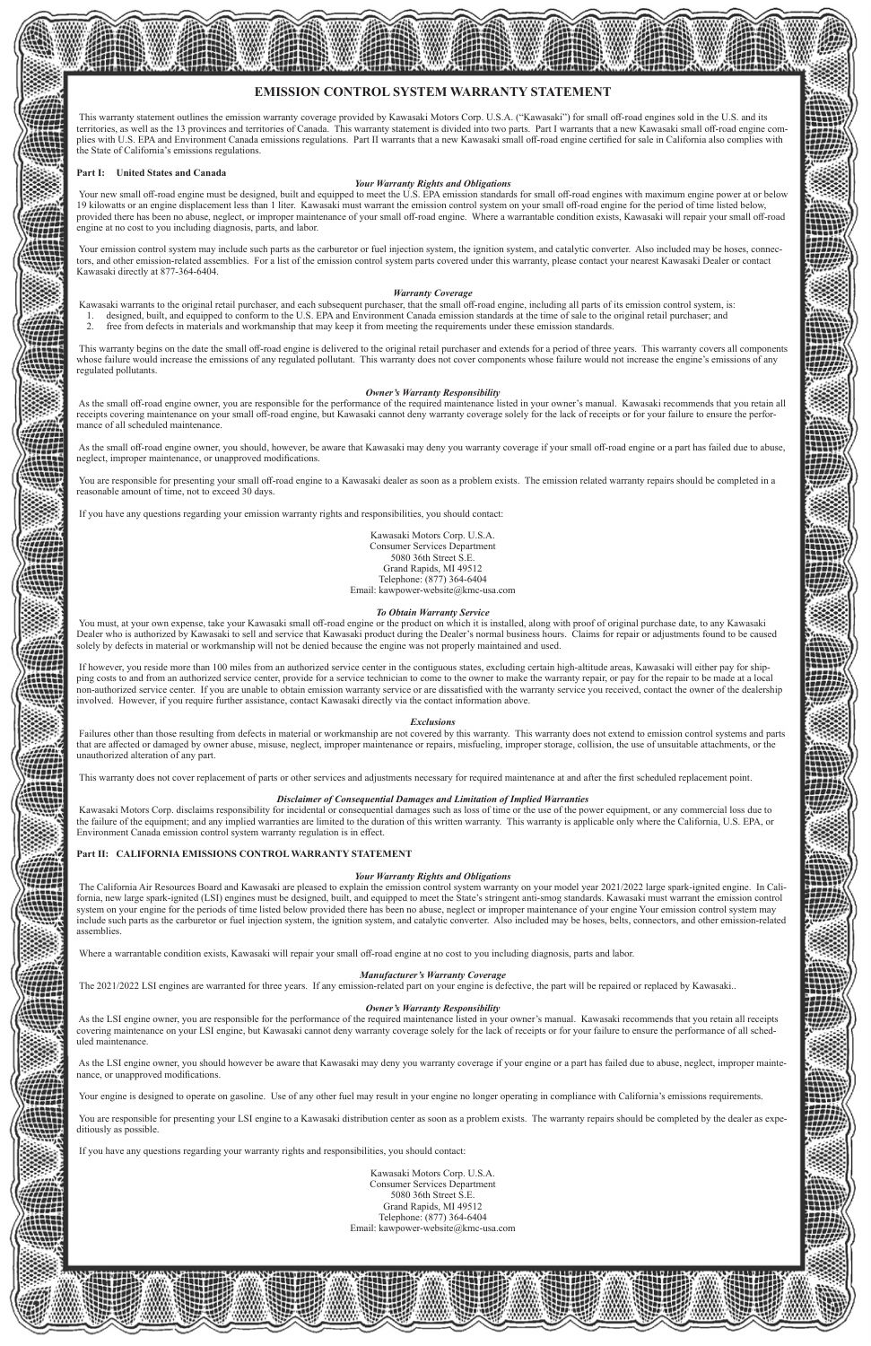# EMISSION CONTROL SYSTEM WARRANTY STATEMENT

This warranty statement outlines the emission warranty coverage provided by Kawasaki Motors Corp. U.S.A. ("Kawasaki") for small off-road engines sold in the U.S. and its territories, as well as the 13 provinces and territories of Canada. This warranty statement is divided into two parts. Part I warrants that a new Kawasaki small off-road engine complies with U.S. EPA and Environment Canada emissions regulations. Part II warrants that a new Kawasaki small off-road engine certified for sale in California also complies with the State of California's emissions regulations.

## Part I: United States and Canada

### *Your Warranty Rights and Obligations*

Your new small off-road engine must be designed, built and equipped to meet the U.S. EPA emission standards for small off-road engines with maximum engine power at or below 19 kilowatts or an engine displacement less than 1 liter. Kawasaki must warrant the emission control system on your small off-road engine for the period of time listed below, provided there has been no abuse, neglect, or improper maintenance of your small off-road engine. Where a warrantable condition exists, Kawasaki will repair your small off-road engine at no cost to you including diagnosis, parts, and labor.

Your emission control system may include such parts as the carburetor or fuel injection system, the ignition system, and catalytic converter. Also included may be hoses, connectors, and other emission-related assemblies. For a list of the emission control system parts covered under this warranty, please contact your nearest Kawasaki Dealer or contact Kawasaki directly at 877-364-6404.

### *Warranty Coverage*

Kawasaki warrants to the original retail purchaser, and each subsequent purchaser, that the small off-road engine, including all parts of its emission control system, is:

1. designed, built, and equipped to conform to the U.S. EPA and Environment Canada emission standards at the time of sale to the original retail purchaser; and
2. free from defects in materials and workmanship that may keep it from meeting the requirements under these emission standards.

This warranty begins on the date the small off-road engine is delivered to the original retail purchaser and extends for a period of three years. This warranty covers all components whose failure would increase the emissions of any regulated pollutant. This warranty does not cover components whose failure would not increase the engine's emissions of any regulated pollutants.

### *Owner's Warranty Responsibility*

As the small off-road engine owner, you are responsible for the performance of the required maintenance listed in your owner's manual. Kawasaki recommends that you retain all receipts covering maintenance on your small off-road engine, but Kawasaki cannot deny warranty coverage solely for the lack of receipts or for your failure to ensure the performance of all scheduled maintenance.

As the small off-road engine owner, you should, however, be aware that Kawasaki may deny you warranty coverage if your small off-road engine or a part has failed due to abuse, neglect, improper maintenance, or unapproved modifications.

You are responsible for presenting your small off-road engine to a Kawasaki dealer as soon as a problem exists. The emission related warranty repairs should be completed in a reasonable amount of time, not to exceed 30 days.

If you have any questions regarding your emission warranty rights and responsibilities, you should contact:

Kawasaki Motors Corp. U.S.A.
Consumer Services Department
5080 36th Street S.E.
Grand Rapids, MI 49512
Telephone: (877) 364-6404
Email: kawpower-website@kmc-usa.com

### *To Obtain Warranty Service*

You must, at your own expense, take your Kawasaki small off-road engine or the product on which it is installed, along with proof of original purchase date, to any Kawasaki Dealer who is authorized by Kawasaki to sell and service that Kawasaki product during the Dealer's normal business hours. Claims for repair or adjustments found to be caused solely by defects in material or workmanship will not be denied because the engine was not properly maintained and used.

If however, you reside more than 100 miles from an authorized service center in the contiguous states, excluding certain high-altitude areas, Kawasaki will either pay for shipping costs to and from an authorized service center, provide for a service technician to come to the owner to make the warranty repair, or pay for the repair to be made at a local non-authorized service center. If you are unable to obtain emission warranty service or are dissatisfied with the warranty service you received, contact the owner of the dealership involved. However, if you require further assistance, contact Kawasaki directly via the contact information above.

### *Exclusions*

Failures other than those resulting from defects in material or workmanship are not covered by this warranty. This warranty does not extend to emission control systems and parts that are affected or damaged by owner abuse, misuse, neglect, improper maintenance or repairs, misfueling, improper storage, collision, the use of unsuitable attachments, or the unauthorized alteration of any part.

This warranty does not cover replacement of parts or other services and adjustments necessary for required maintenance at and after the first scheduled replacement point.

### *Disclaimer of Consequential Damages and Limitation of Implied Warranties*

Kawasaki Motors Corp. disclaims responsibility for incidental or consequential damages such as loss of time or the use of the power equipment, or any commercial loss due to the failure of the equipment; and any implied warranties are limited to the duration of this written warranty. This warranty is applicable only where the California, U.S. EPA, or Environment Canada emission control system warranty regulation is in effect.

## Part II: CALIFORNIA EMISSIONS CONTROL WARRANTY STATEMENT

### *Your Warranty Rights and Obligations*

The California Air Resources Board and Kawasaki are pleased to explain the emission control system warranty on your model year 2021/2022 large spark-ignited engine. In California, new large spark-ignited (LSI) engines must be designed, built, and equipped to meet the State's stringent anti-smog standards. Kawasaki must warrant the emission control system on your engine for the periods of time listed below provided there has been no abuse, neglect or improper maintenance of your engine Your emission control system may include such parts as the carburetor or fuel injection system, the ignition system, and catalytic converter. Also included may be hoses, belts, connectors, and other emission-related assemblies.

Where a warrantable condition exists, Kawasaki will repair your small off-road engine at no cost to you including diagnosis, parts and labor.

### *Manufacturer's Warranty Coverage*

The 2021/2022 LSI engines are warranted for three years. If any emission-related part on your engine is defective, the part will be repaired or replaced by Kawasaki..

### *Owner's Warranty Responsibility*

As the LSI engine owner, you are responsible for the performance of the required maintenance listed in your owner's manual. Kawasaki recommends that you retain all receipts covering maintenance on your LSI engine, but Kawasaki cannot deny warranty coverage solely for the lack of receipts or for your failure to ensure the performance of all scheduled maintenance.

As the LSI engine owner, you should however be aware that Kawasaki may deny you warranty coverage if your engine or a part has failed due to abuse, neglect, improper maintenance, or unapproved modifications.

Your engine is designed to operate on gasoline. Use of any other fuel may result in your engine no longer operating in compliance with California's emissions requirements.

You are responsible for presenting your LSI engine to a Kawasaki distribution center as soon as a problem exists. The warranty repairs should be completed by the dealer as expeditiously as possible.

If you have any questions regarding your warranty rights and responsibilities, you should contact:

Kawasaki Motors Corp. U.S.A.
Consumer Services Department
5080 36th Street S.E.
Grand Rapids, MI 49512
Telephone: (877) 364-6404
Email: kawpower-website@kmc-usa.com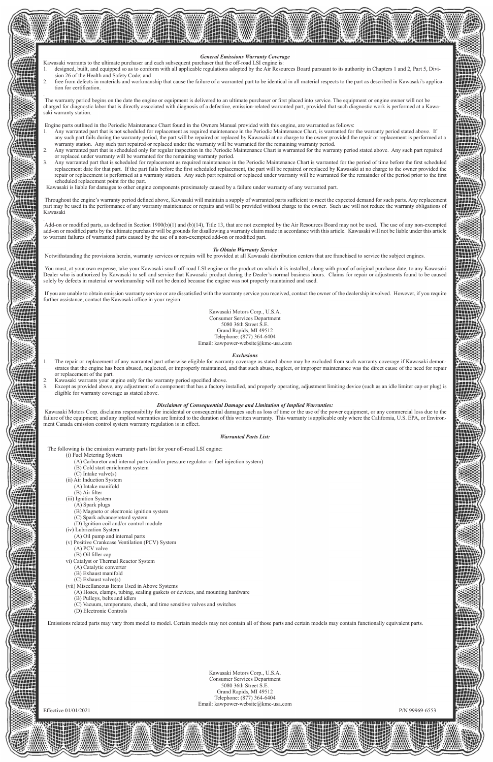### *General Emissions Warranty Coverage*

Kawasaki warrants to the ultimate purchaser and each subsequent purchaser that the off-road LSI engine is:

1. designed, built, and equipped so as to conform with all applicable regulations adopted by the Air Resources Board pursuant to its authority in Chapters 1 and 2, Part 5, Division 26 of the Health and Safety Code; and
2. free from defects in materials and workmanship that cause the failure of a warranted part to be identical in all material respects to the part as described in Kawasaki's application for certification.

The warranty period begins on the date the engine or equipment is delivered to an ultimate purchaser or first placed into service. The equipment or engine owner will not be charged for diagnostic labor that is directly associated with diagnosis of a defective, emission-related warranted part, provided that such diagnostic work is performed at a Kawasaki warranty station.

Engine parts outlined in the Periodic Maintenance Chart found in the Owners Manual provided with this engine, are warranted as follows:

1. Any warranted part that is not scheduled for replacement as required maintenance in the Periodic Maintenance Chart, is warranted for the warranty period stated above. If any such part fails during the warranty period, the part will be repaired or replaced by Kawasaki at no charge to the owner provided the repair or replacement is performed at a warranty station. Any such part repaired or replaced under the warranty will be warranted for the remaining warranty period.
2. Any warranted part that is scheduled only for regular inspection in the Periodic Maintenance Chart is warranted for the warranty period stated above. Any such part repaired or replaced under warranty will be warranted for the remaining warranty period.
3. Any warranted part that is scheduled for replacement as required maintenance in the Periodic Maintenance Chart is warranted for the period of time before the first scheduled replacement date for that part. If the part fails before the first scheduled replacement, the part will be repaired or replaced by Kawasaki at no charge to the owner provided the repair or replacement is performed at a warranty station. Any such part repaired or replaced under warranty will be warranted for the remainder of the period prior to the first scheduled replacement point for the part.

Kawasaki is liable for damages to other engine components proximately caused by a failure under warranty of any warranted part.

Throughout the engine's warranty period defined above, Kawasaki will maintain a supply of warranted parts sufficient to meet the expected demand for such parts. Any replacement part may be used in the performance of any warranty maintenance or repairs and will be provided without charge to the owner. Such use will not reduce the warranty obligations of Kawasaki

Add-on or modified parts, as defined in Section 1900(b)(1) and (b)(14), Title 13, that are not exempted by the Air Resources Board may not be used. The use of any non-exempted add-on or modified parts by the ultimate purchaser will be grounds for disallowing a warranty claim made in accordance with this article. Kawasaki will not be liable under this article to warrant failures of warranted parts caused by the use of a non-exempted add-on or modified part.

### *To Obtain Warranty Service*

Notwithstanding the provisions herein, warranty services or repairs will be provided at all Kawasaki distribution centers that are franchised to service the subject engines.

You must, at your own expense, take your Kawasaki small off-road LSI engine or the product on which it is installed, along with proof of original purchase date, to any Kawasaki Dealer who is authorized by Kawasaki to sell and service that Kawasaki product during the Dealer's normal business hours. Claims for repair or adjustments found to be caused solely by defects in material or workmanship will not be denied because the engine was not properly maintained and used.

If you are unable to obtain emission warranty service or are dissatisfied with the warranty service you received, contact the owner of the dealership involved. However, if you require further assistance, contact the Kawasaki office in your region:

Kawasaki Motors Corp., U.S.A.
Consumer Services Department
5080 36th Street S.E.
Grand Rapids, MI 49512
Telephone: (877) 364-6404
Email: kawpower-website@kmc-usa.com

### *Exclusions*

1. The repair or replacement of any warranted part otherwise eligible for warranty coverage as stated above may be excluded from such warranty coverage if Kawasaki demonstrates that the engine has been abused, neglected, or improperly maintained, and that such abuse, neglect, or improper maintenance was the direct cause of the need for repair or replacement of the part.
2. Kawasaki warrants your engine only for the warranty period specified above.
3. Except as provided above, any adjustment of a component that has a factory installed, and properly operating, adjustment limiting device (such as an idle limiter cap or plug) is eligible for warranty coverage as stated above.

### *Disclaimer of Consequential Damage and Limitation of Implied Warranties:*

Kawasaki Motors Corp. disclaims responsibility for incidental or consequential damages such as loss of time or the use of the power equipment, or any commercial loss due to the failure of the equipment; and any implied warranties are limited to the duration of this written warranty. This warranty is applicable only where the California, U.S. EPA, or Environment Canada emission control system warranty regulation is in effect.

### *Warranted Parts List:*

The following is the emission warranty parts list for your off-road LSI engine:

- (i) Fuel Metering System
  - (A) Carburetor and internal parts (and/or pressure regulator or fuel injection system)
  - (B) Cold start enrichment system
  - (C) Intake valve(s)
- (ii) Air Induction System
  - (A) Intake manifold
  - (B) Air filter
- (iii) Ignition System
  - (A) Spark plugs
  - (B) Magneto or electronic ignition system
  - (C) Spark advance/retard system
  - (D) Ignition coil and/or control module
- (iv) Lubrication System
  - (A) Oil pump and internal parts
- (v) Positive Crankcase Ventilation (PCV) System
  - (A) PCV valve
  - (B) Oil filler cap
- vi) Catalyst or Thermal Reactor System
  - (A) Catalytic converter
  - (B) Exhaust manifold
  - (C) Exhaust valve(s)
- (vii) Miscellaneous Items Used in Above Systems
  - (A) Hoses, clamps, tubing, sealing gaskets or devices, and mounting hardware
  - (B) Pulleys, belts and idlers
  - (C) Vacuum, temperature, check, and time sensitive valves and switches
  - (D) Electronic Controls

Emissions related parts may vary from model to model. Certain models may not contain all of those parts and certain models may contain functionally equivalent parts.

Kawasaki Motors Corp., U.S.A.
Consumer Services Department
5080 36th Street S.E.
Grand Rapids, MI 49512
Telephone: (877) 364-6404
Email: kawpower-website@kmc-usa.com

Effective 01/01/2021

P/N 99969-6553